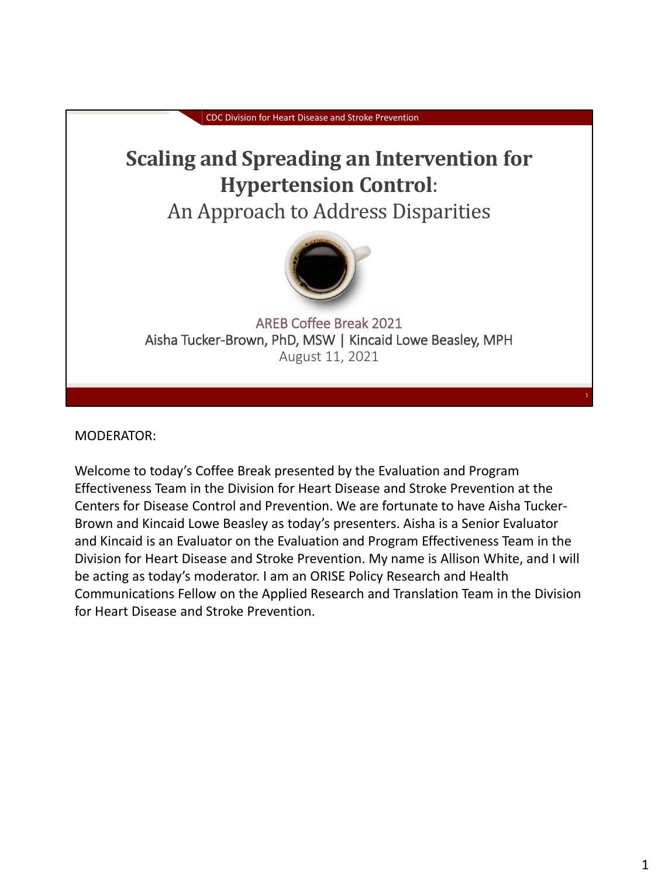CDC Division for Heart Disease and Stroke Prevention

# Scaling and Spreading an Intervention for Hypertension Control:

## An Approach to Address Disparities

AREB Coffee Break 2021

Aisha Tucker-Brown, PhD, MSW | Kincaid Lowe Beasley, MPH

August 11, 2021

MODERATOR:

Welcome to today's Coffee Break presented by the Evaluation and Program Effectiveness Team in the Division for Heart Disease and Stroke Prevention at the Centers for Disease Control and Prevention. We are fortunate to have Aisha Tucker-Brown and Kincaid Lowe Beasley as today's presenters. Aisha is a Senior Evaluator and Kincaid is an Evaluator on the Evaluation and Program Effectiveness Team in the Division for Heart Disease and Stroke Prevention. My name is Allison White, and I will be acting as today's moderator. I am an ORISE Policy Research and Health Communications Fellow on the Applied Research and Translation Team in the Division for Heart Disease and Stroke Prevention.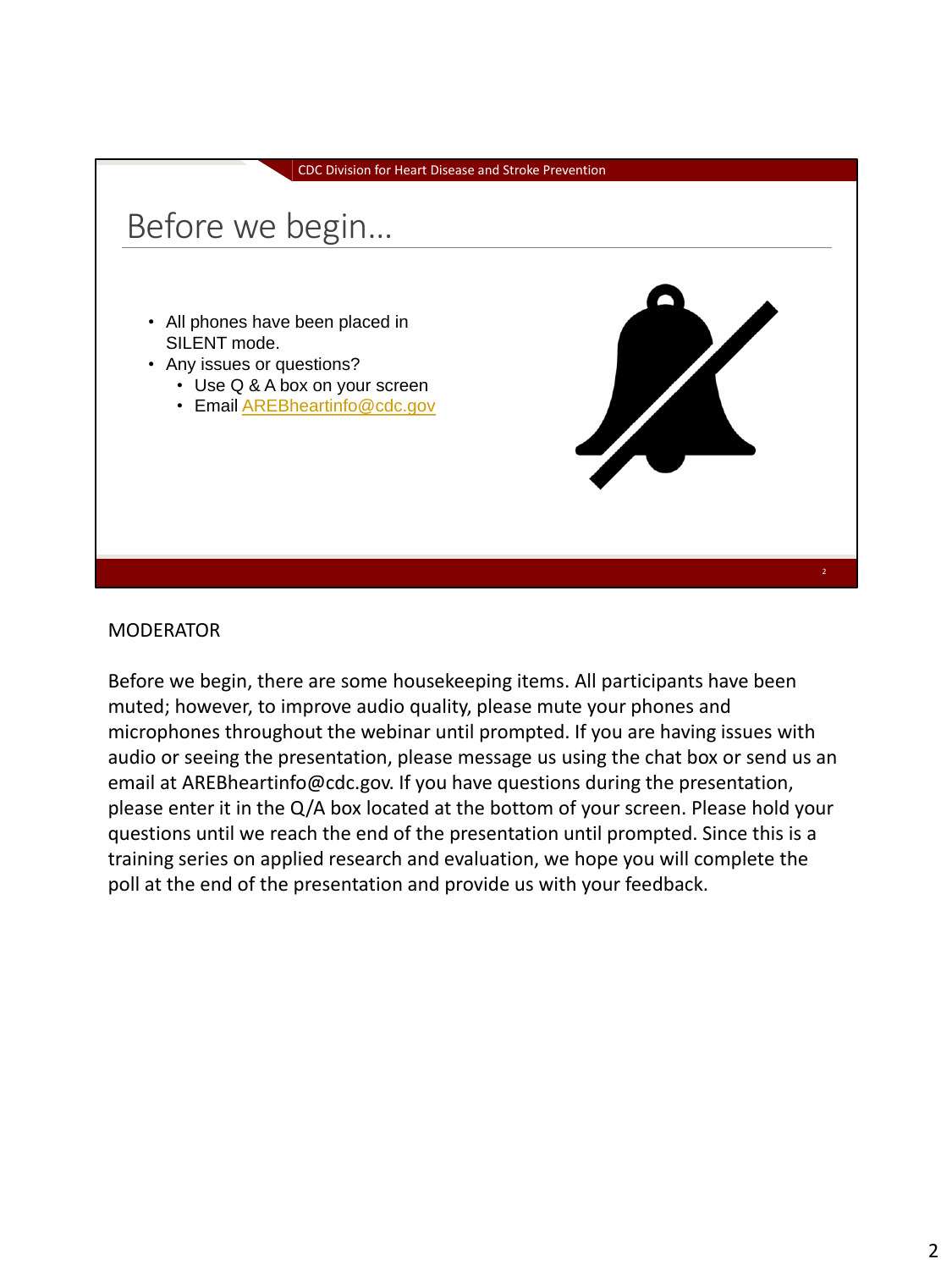CDC Division for Heart Disease and Stroke Prevention

# Before we begin…

- All phones have been placed in SILENT mode.
- Any issues or questions?
  - Use Q & A box on your screen
  - Email AREBheartinfo@cdc.gov

MODERATOR

Before we begin, there are some housekeeping items. All participants have been muted; however, to improve audio quality, please mute your phones and microphones throughout the webinar until prompted. If you are having issues with audio or seeing the presentation, please message us using the chat box or send us an email at AREBheartinfo@cdc.gov. If you have questions during the presentation, please enter it in the Q/A box located at the bottom of your screen. Please hold your questions until we reach the end of the presentation until prompted. Since this is a training series on applied research and evaluation, we hope you will complete the poll at the end of the presentation and provide us with your feedback.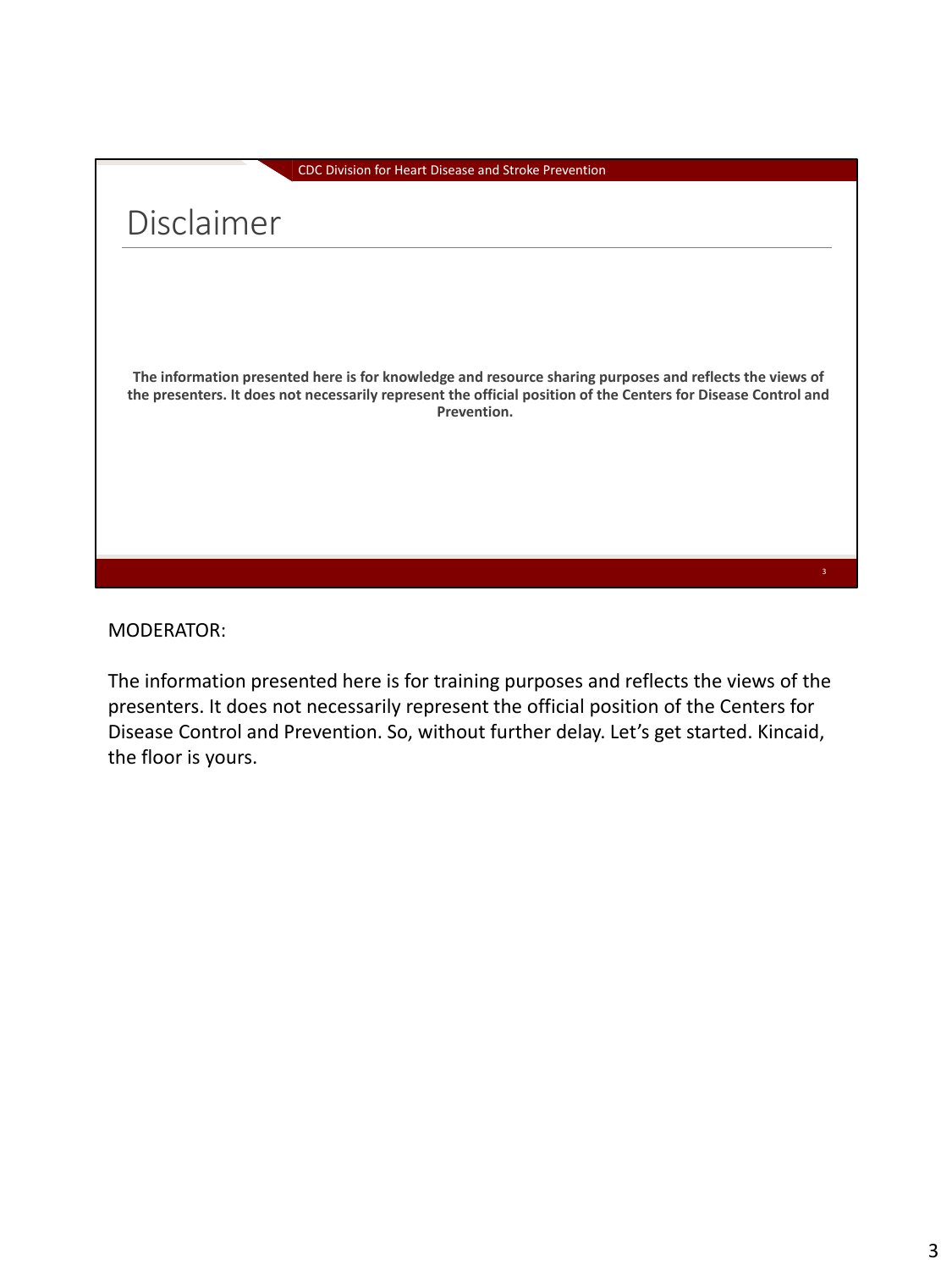CDC Division for Heart Disease and Stroke Prevention

# Disclaimer

**The information presented here is for knowledge and resource sharing purposes and reflects the views of the presenters. It does not necessarily represent the official position of the Centers for Disease Control and Prevention.**

MODERATOR:

The information presented here is for training purposes and reflects the views of the presenters. It does not necessarily represent the official position of the Centers for Disease Control and Prevention. So, without further delay. Let's get started. Kincaid, the floor is yours.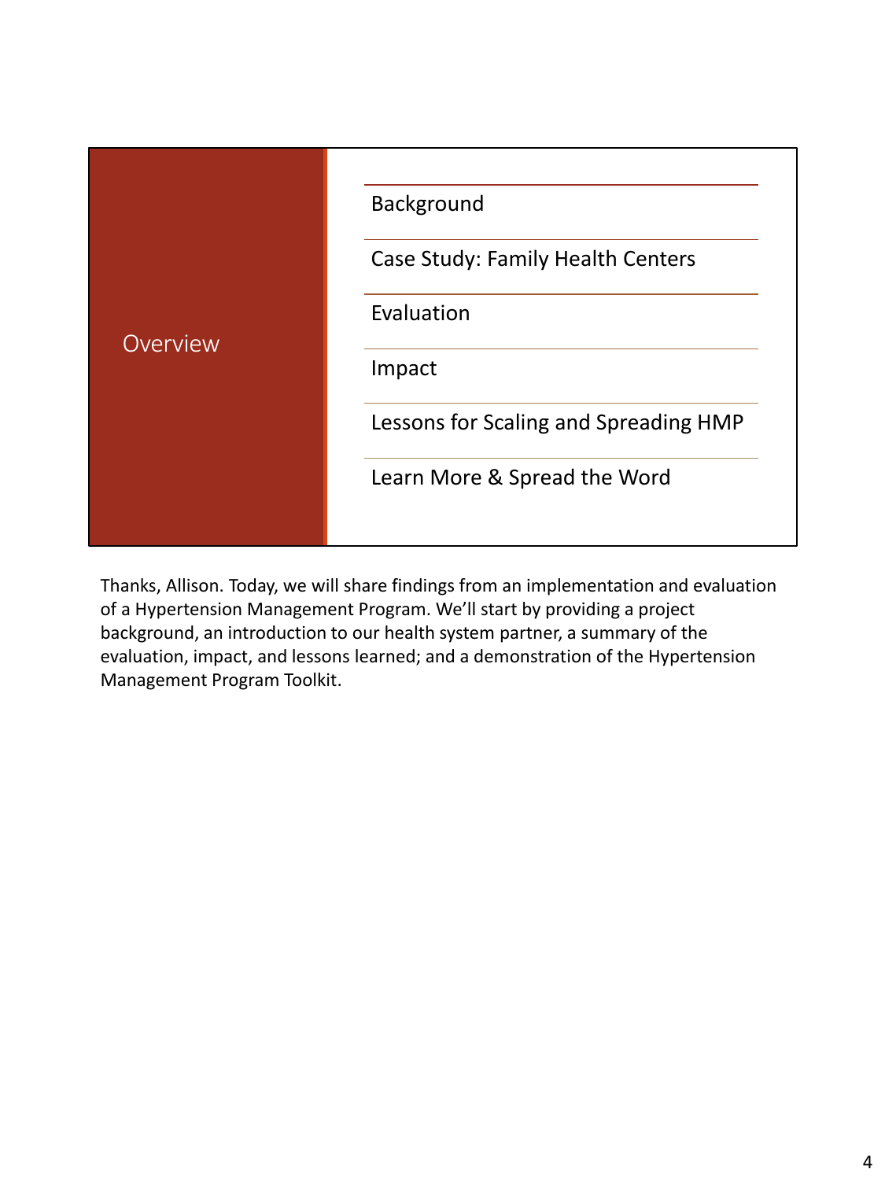## Overview

- Background
- Case Study: Family Health Centers
- Evaluation
- Impact
- Lessons for Scaling and Spreading HMP
- Learn More & Spread the Word

Thanks, Allison. Today, we will share findings from an implementation and evaluation of a Hypertension Management Program. We'll start by providing a project background, an introduction to our health system partner, a summary of the evaluation, impact, and lessons learned; and a demonstration of the Hypertension Management Program Toolkit.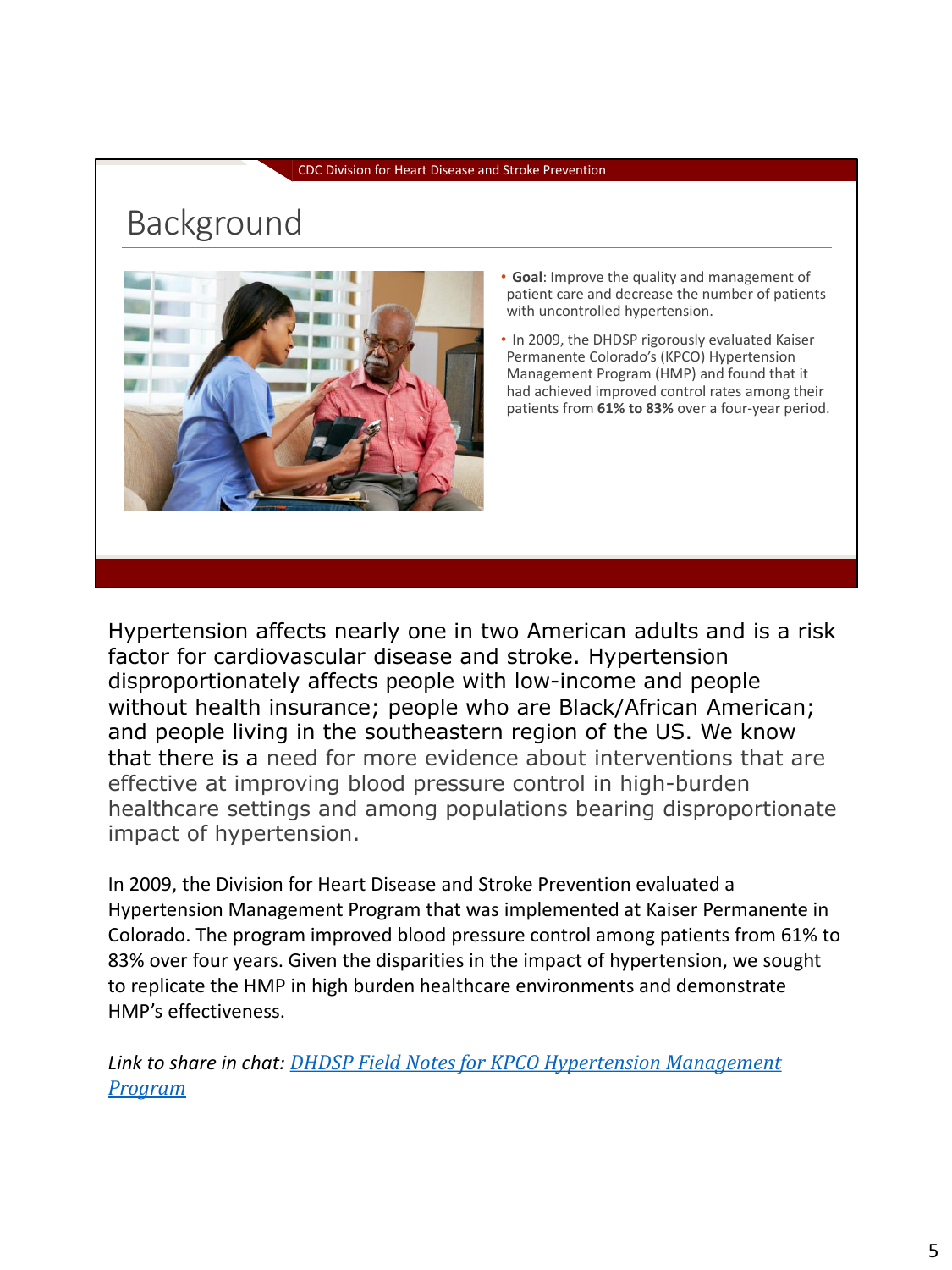CDC Division for Heart Disease and Stroke Prevention

# Background

- **Goal**: Improve the quality and management of patient care and decrease the number of patients with uncontrolled hypertension.
- In 2009, the DHDSP rigorously evaluated Kaiser Permanente Colorado's (KPCO) Hypertension Management Program (HMP) and found that it had achieved improved control rates among their patients from **61% to 83%** over a four-year period.

Hypertension affects nearly one in two American adults and is a risk factor for cardiovascular disease and stroke. Hypertension disproportionately affects people with low-income and people without health insurance; people who are Black/African American; and people living in the southeastern region of the US. We know that there is a need for more evidence about interventions that are effective at improving blood pressure control in high-burden healthcare settings and among populations bearing disproportionate impact of hypertension.

In 2009, the Division for Heart Disease and Stroke Prevention evaluated a Hypertension Management Program that was implemented at Kaiser Permanente in Colorado. The program improved blood pressure control among patients from 61% to 83% over four years. Given the disparities in the impact of hypertension, we sought to replicate the HMP in high burden healthcare environments and demonstrate HMP's effectiveness.

*Link to share in chat: DHDSP Field Notes for KPCO Hypertension Management Program*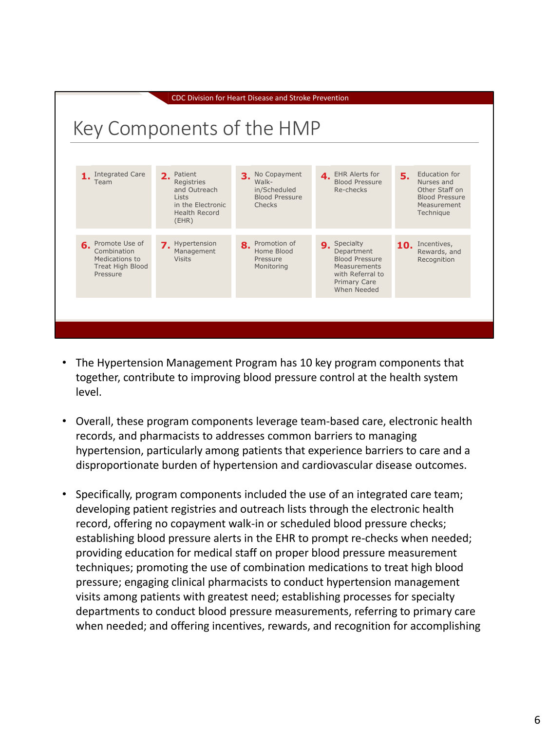CDC Division for Heart Disease and Stroke Prevention

# Key Components of the HMP

1. Integrated Care Team
2. Patient Registries and Outreach Lists in the Electronic Health Record (EHR)
3. No Copayment Walk-in/Scheduled Blood Pressure Checks
4. EHR Alerts for Blood Pressure Re-checks
5. Education for Nurses and Other Staff on Blood Pressure Measurement Technique
6. Promote Use of Combination Medications to Treat High Blood Pressure
7. Hypertension Management Visits
8. Promotion of Home Blood Pressure Monitoring
9. Specialty Department Blood Pressure Measurements with Referral to Primary Care When Needed
10. Incentives, Rewards, and Recognition

- The Hypertension Management Program has 10 key program components that together, contribute to improving blood pressure control at the health system level.

- Overall, these program components leverage team-based care, electronic health records, and pharmacists to addresses common barriers to managing hypertension, particularly among patients that experience barriers to care and a disproportionate burden of hypertension and cardiovascular disease outcomes.

- Specifically, program components included the use of an integrated care team; developing patient registries and outreach lists through the electronic health record, offering no copayment walk-in or scheduled blood pressure checks; establishing blood pressure alerts in the EHR to prompt re-checks when needed; providing education for medical staff on proper blood pressure measurement techniques; promoting the use of combination medications to treat high blood pressure; engaging clinical pharmacists to conduct hypertension management visits among patients with greatest need; establishing processes for specialty departments to conduct blood pressure measurements, referring to primary care when needed; and offering incentives, rewards, and recognition for accomplishing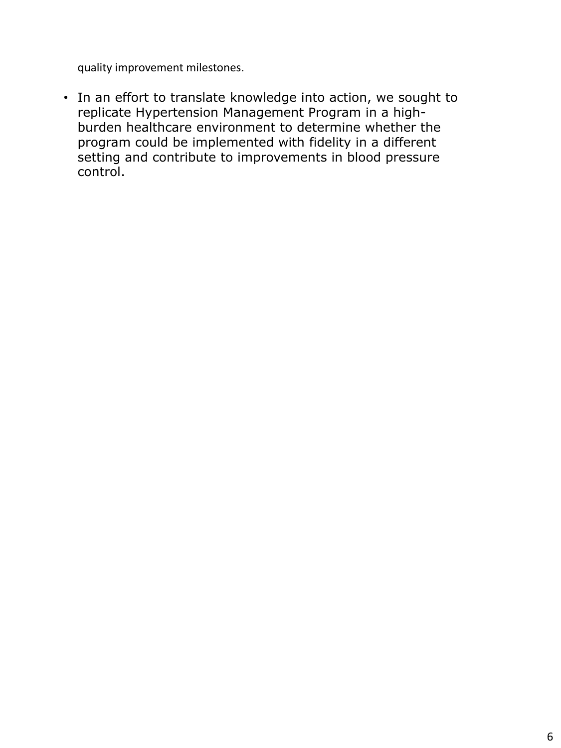quality improvement milestones.

- In an effort to translate knowledge into action, we sought to replicate Hypertension Management Program in a high-burden healthcare environment to determine whether the program could be implemented with fidelity in a different setting and contribute to improvements in blood pressure control.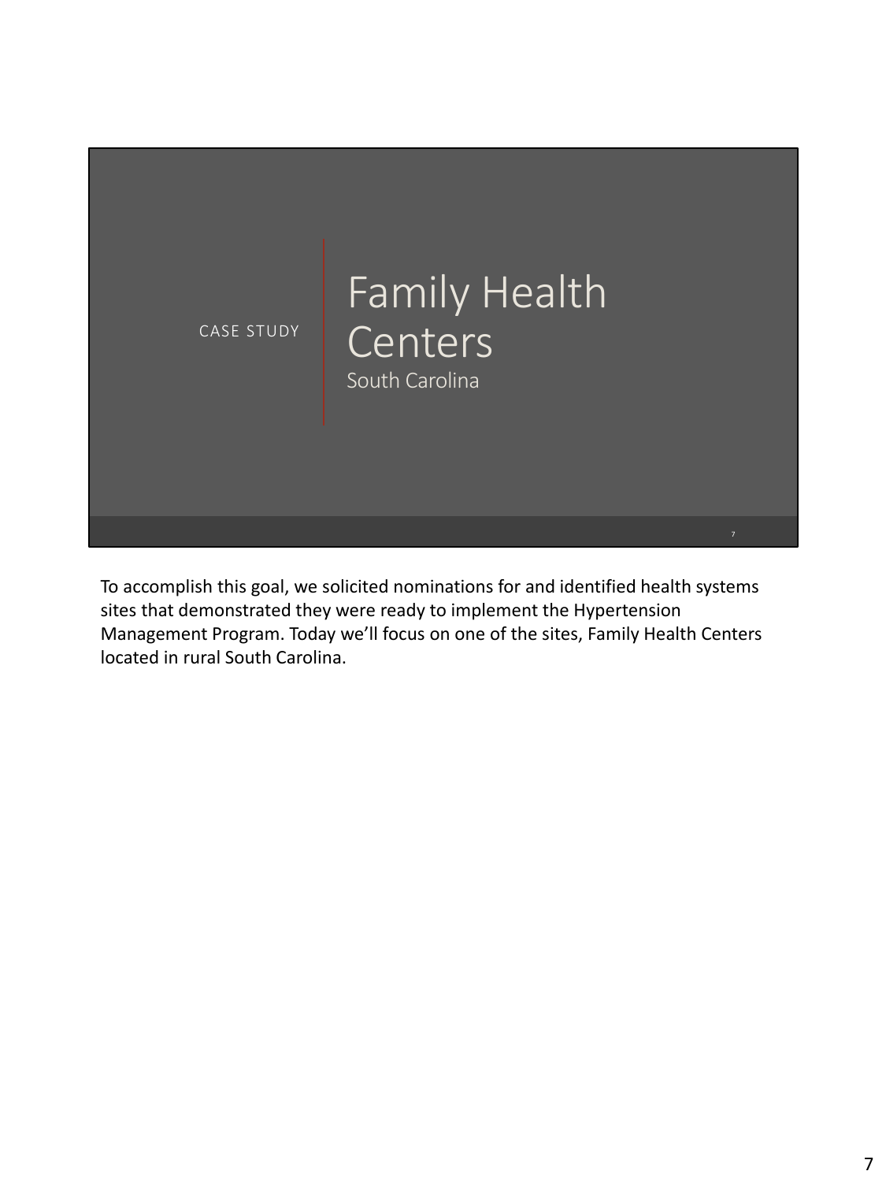CASE STUDY

# Family Health Centers

South Carolina

To accomplish this goal, we solicited nominations for and identified health systems sites that demonstrated they were ready to implement the Hypertension Management Program. Today we'll focus on one of the sites, Family Health Centers located in rural South Carolina.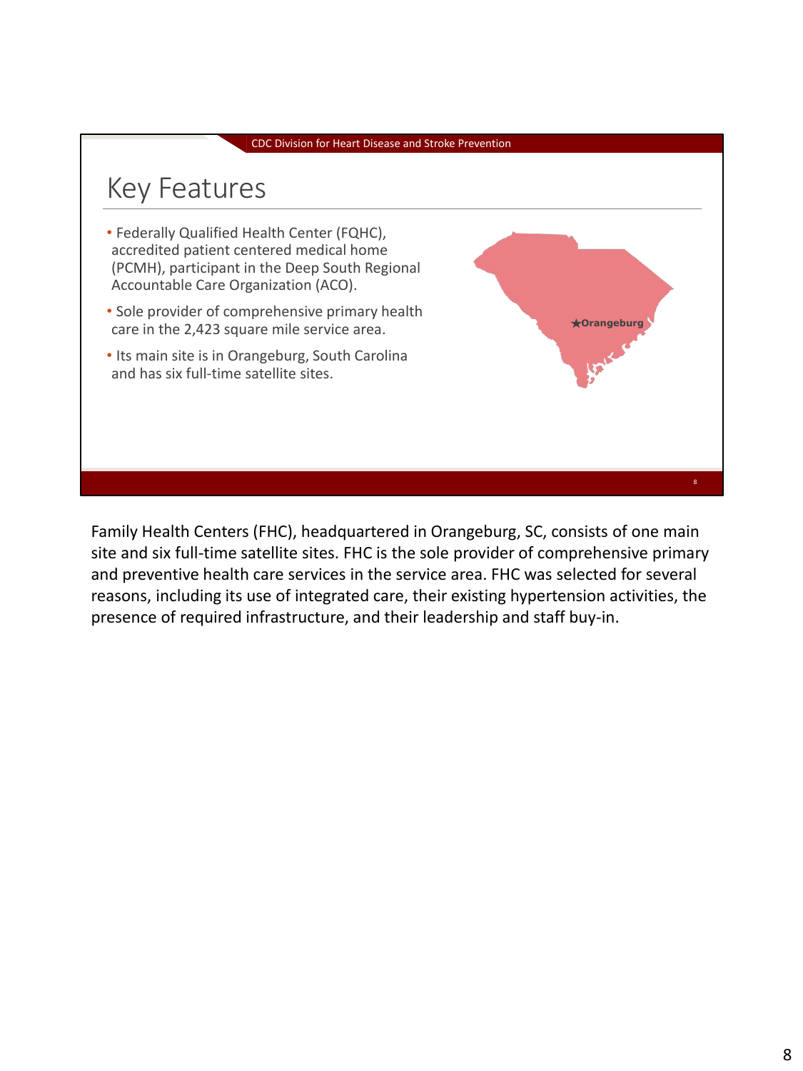CDC Division for Heart Disease and Stroke Prevention

## Key Features

- Federally Qualified Health Center (FQHC), accredited patient centered medical home (PCMH), participant in the Deep South Regional Accountable Care Organization (ACO).
- Sole provider of comprehensive primary health care in the 2,423 square mile service area.
- Its main site is in Orangeburg, South Carolina and has six full-time satellite sites.

★Orangeburg

Family Health Centers (FHC), headquartered in Orangeburg, SC, consists of one main site and six full-time satellite sites. FHC is the sole provider of comprehensive primary and preventive health care services in the service area. FHC was selected for several reasons, including its use of integrated care, their existing hypertension activities, the presence of required infrastructure, and their leadership and staff buy-in.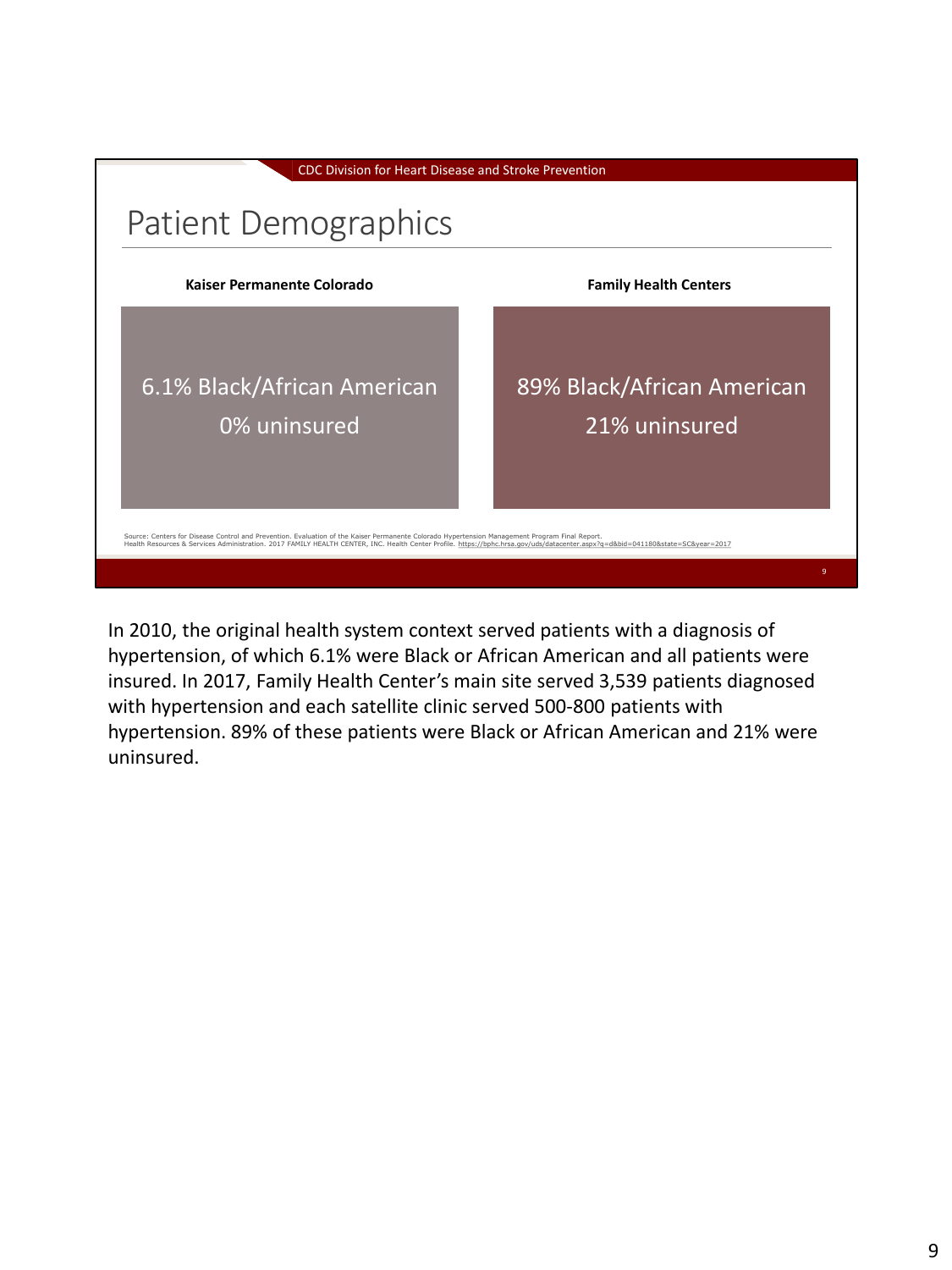CDC Division for Heart Disease and Stroke Prevention

## Patient Demographics

| Kaiser Permanente Colorado | Family Health Centers |
| --- | --- |
| 6.1% Black/African American<br>0% uninsured | 89% Black/African American<br>21% uninsured |

Source: Centers for Disease Control and Prevention. Evaluation of the Kaiser Permanente Colorado Hypertension Management Program Final Report.
Health Resources & Services Administration. 2017 FAMILY HEALTH CENTER, INC. Health Center Profile. https://bphc.hrsa.gov/uds/datacenter.aspx?q=d&bid=041180&state=SC&year=2017

In 2010, the original health system context served patients with a diagnosis of hypertension, of which 6.1% were Black or African American and all patients were insured. In 2017, Family Health Center's main site served 3,539 patients diagnosed with hypertension and each satellite clinic served 500-800 patients with hypertension. 89% of these patients were Black or African American and 21% were uninsured.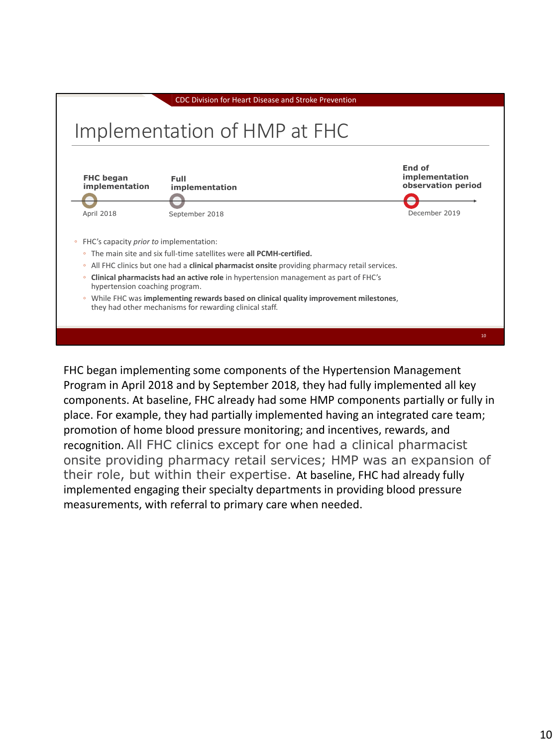CDC Division for Heart Disease and Stroke Prevention

# Implementation of HMP at FHC

**FHC began implementation** — April 2018

**Full implementation** — September 2018

**End of implementation observation period** — December 2019

- FHC's capacity *prior to* implementation:
  - The main site and six full-time satellites were **all PCMH-certified.**
  - All FHC clinics but one had a **clinical pharmacist onsite** providing pharmacy retail services.
  - **Clinical pharmacists had an active role** in hypertension management as part of FHC's hypertension coaching program.
  - While FHC was **implementing rewards based on clinical quality improvement milestones**, they had other mechanisms for rewarding clinical staff.

FHC began implementing some components of the Hypertension Management Program in April 2018 and by September 2018, they had fully implemented all key components. At baseline, FHC already had some HMP components partially or fully in place. For example, they had partially implemented having an integrated care team; promotion of home blood pressure monitoring; and incentives, rewards, and recognition. All FHC clinics except for one had a clinical pharmacist onsite providing pharmacy retail services; HMP was an expansion of their role, but within their expertise. At baseline, FHC had already fully implemented engaging their specialty departments in providing blood pressure measurements, with referral to primary care when needed.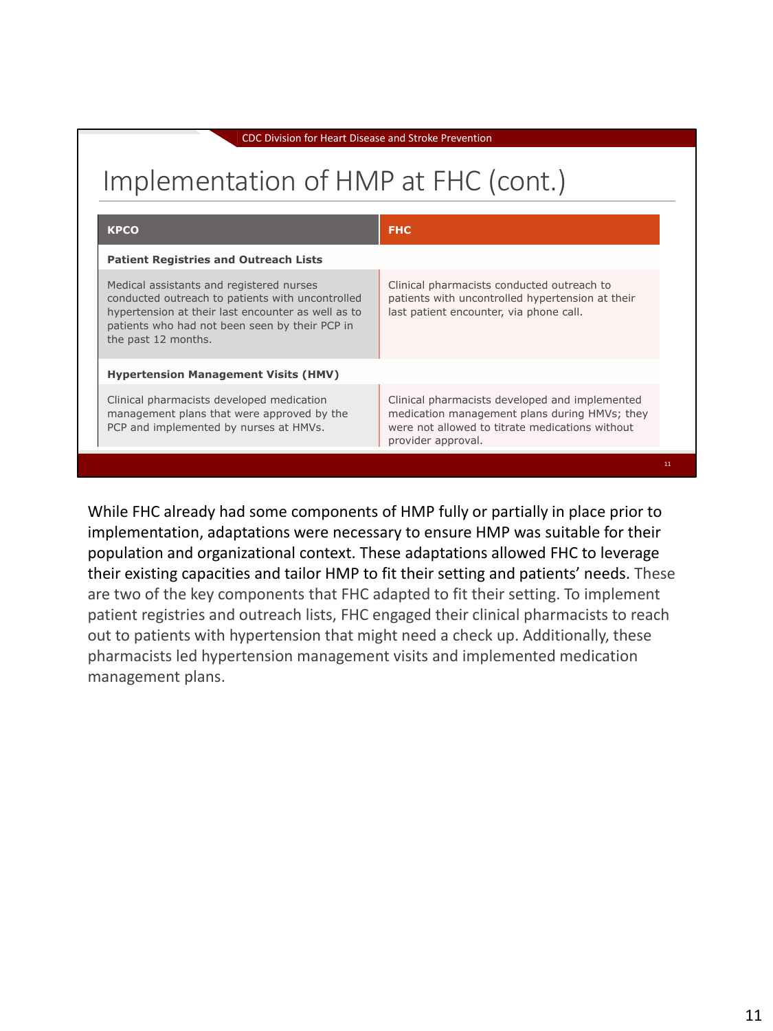CDC Division for Heart Disease and Stroke Prevention

# Implementation of HMP at FHC (cont.)

| KPCO | FHC |
|---|---|
| **Patient Registries and Outreach Lists** | |
| Medical assistants and registered nurses conducted outreach to patients with uncontrolled hypertension at their last encounter as well as to patients who had not been seen by their PCP in the past 12 months. | Clinical pharmacists conducted outreach to patients with uncontrolled hypertension at their last patient encounter, via phone call. |
| **Hypertension Management Visits (HMV)** | |
| Clinical pharmacists developed medication management plans that were approved by the PCP and implemented by nurses at HMVs. | Clinical pharmacists developed and implemented medication management plans during HMVs; they were not allowed to titrate medications without provider approval. |

While FHC already had some components of HMP fully or partially in place prior to implementation, adaptations were necessary to ensure HMP was suitable for their population and organizational context. These adaptations allowed FHC to leverage their existing capacities and tailor HMP to fit their setting and patients' needs. These are two of the key components that FHC adapted to fit their setting. To implement patient registries and outreach lists, FHC engaged their clinical pharmacists to reach out to patients with hypertension that might need a check up. Additionally, these pharmacists led hypertension management visits and implemented medication management plans.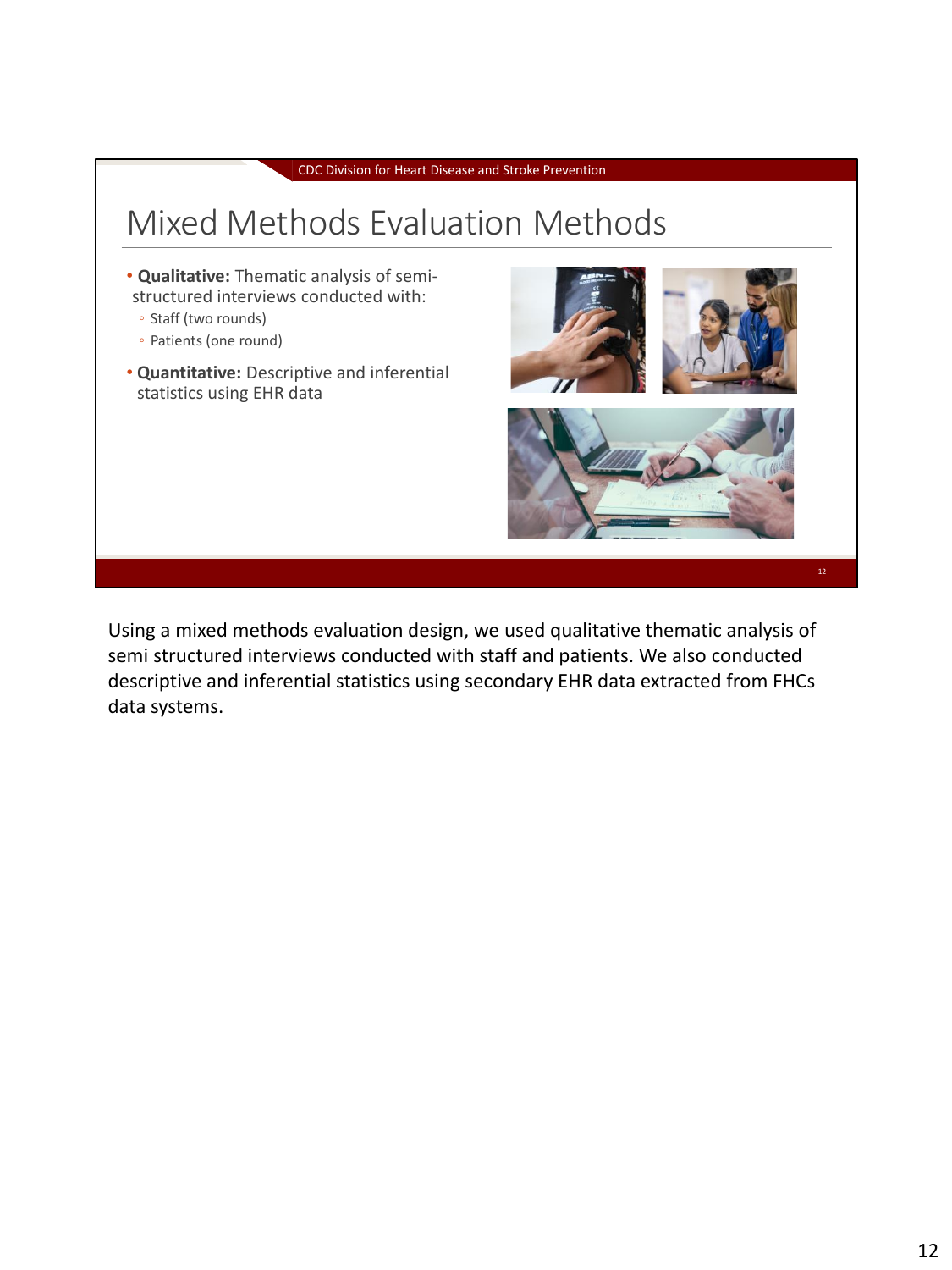CDC Division for Heart Disease and Stroke Prevention

# Mixed Methods Evaluation Methods

- **Qualitative:** Thematic analysis of semi-structured interviews conducted with:
  - Staff (two rounds)
  - Patients (one round)
- **Quantitative:** Descriptive and inferential statistics using EHR data

Using a mixed methods evaluation design, we used qualitative thematic analysis of semi structured interviews conducted with staff and patients. We also conducted descriptive and inferential statistics using secondary EHR data extracted from FHCs data systems.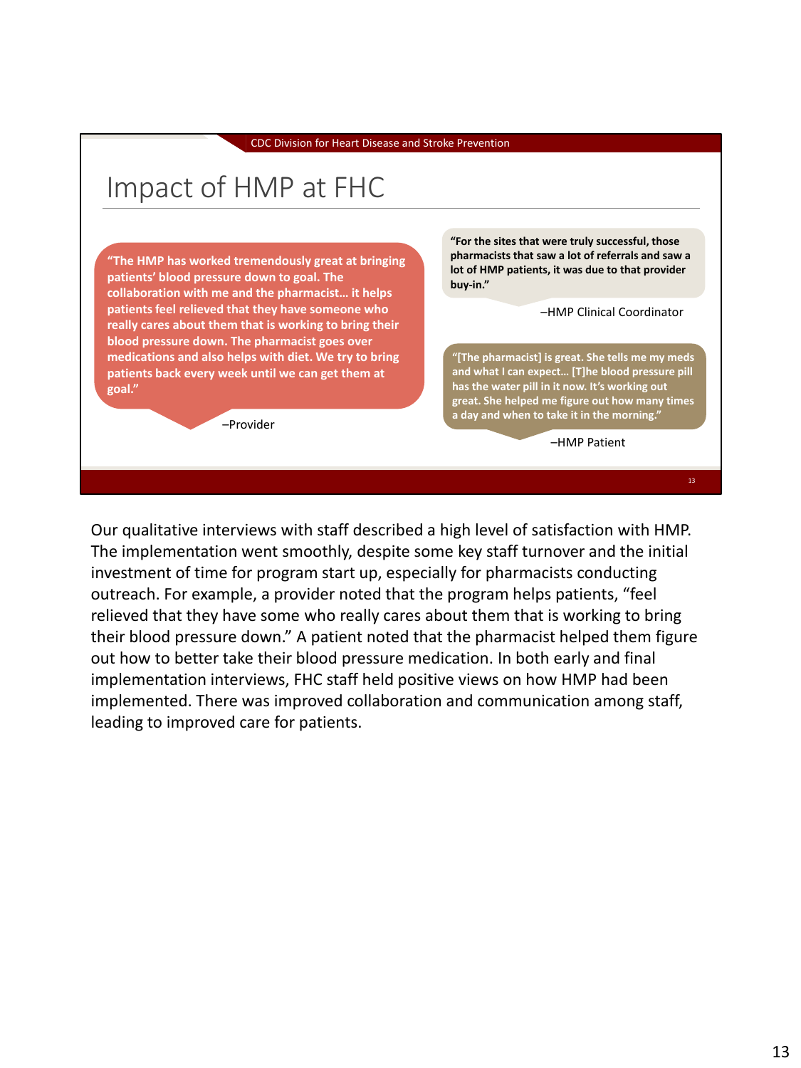CDC Division for Heart Disease and Stroke Prevention

# Impact of HMP at FHC

**"The HMP has worked tremendously great at bringing patients' blood pressure down to goal. The collaboration with me and the pharmacist… it helps patients feel relieved that they have someone who really cares about them that is working to bring their blood pressure down. The pharmacist goes over medications and also helps with diet. We try to bring patients back every week until we can get them at goal."**

–Provider

**"For the sites that were truly successful, those pharmacists that saw a lot of referrals and saw a lot of HMP patients, it was due to that provider buy-in."**

–HMP Clinical Coordinator

**"[The pharmacist] is great. She tells me my meds and what I can expect… [T]he blood pressure pill has the water pill in it now. It's working out great. She helped me figure out how many times a day and when to take it in the morning."**

–HMP Patient

Our qualitative interviews with staff described a high level of satisfaction with HMP. The implementation went smoothly, despite some key staff turnover and the initial investment of time for program start up, especially for pharmacists conducting outreach. For example, a provider noted that the program helps patients, "feel relieved that they have some who really cares about them that is working to bring their blood pressure down." A patient noted that the pharmacist helped them figure out how to better take their blood pressure medication. In both early and final implementation interviews, FHC staff held positive views on how HMP had been implemented. There was improved collaboration and communication among staff, leading to improved care for patients.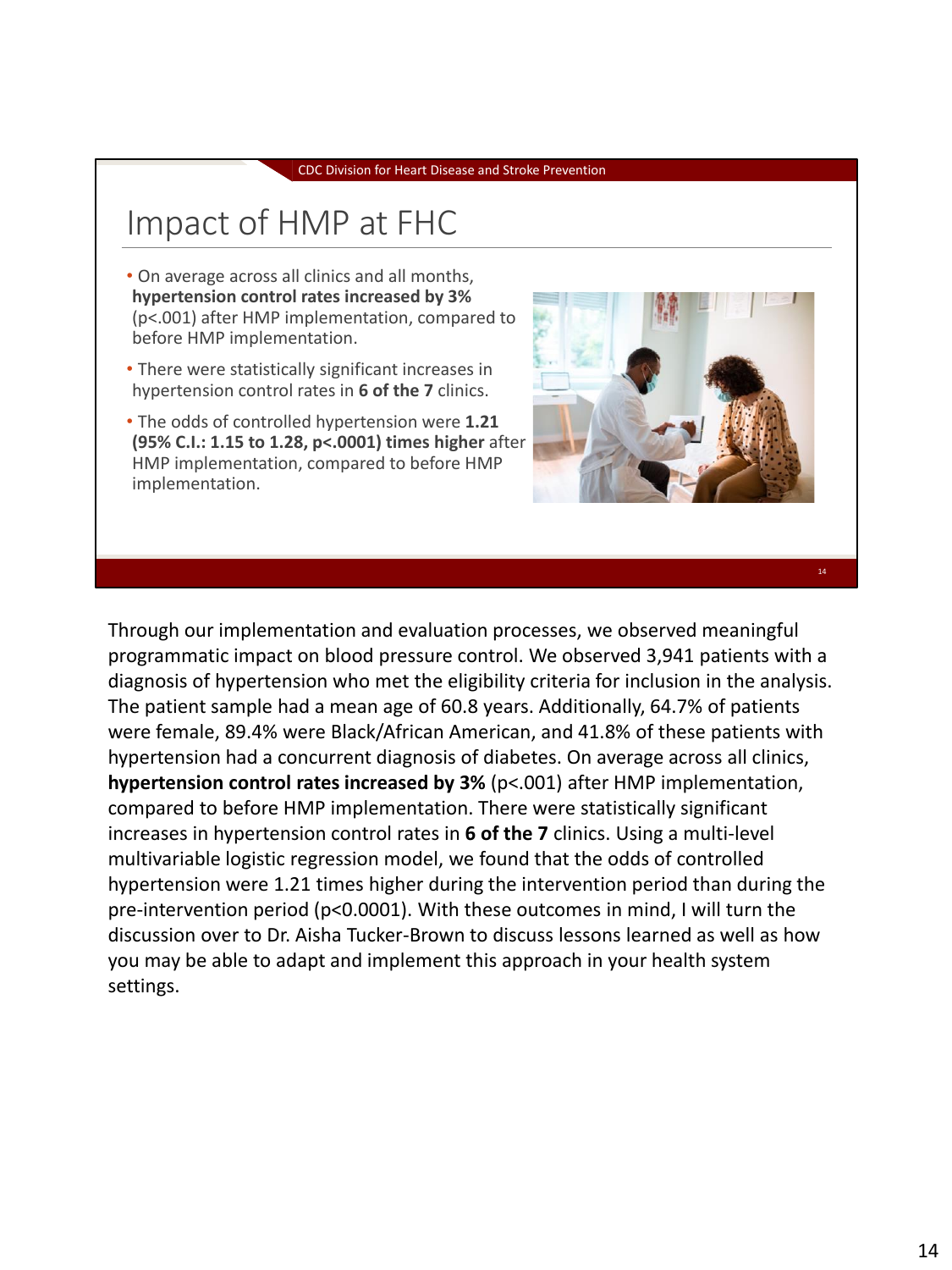CDC Division for Heart Disease and Stroke Prevention

# Impact of HMP at FHC

- On average across all clinics and all months, **hypertension control rates increased by 3%** ($p<.001$) after HMP implementation, compared to before HMP implementation.
- There were statistically significant increases in hypertension control rates in **6 of the 7** clinics.
- The odds of controlled hypertension were **1.21 (95% C.I.: 1.15 to 1.28, $p<.0001$) times higher** after HMP implementation, compared to before HMP implementation.

Through our implementation and evaluation processes, we observed meaningful programmatic impact on blood pressure control. We observed 3,941 patients with a diagnosis of hypertension who met the eligibility criteria for inclusion in the analysis. The patient sample had a mean age of 60.8 years. Additionally, 64.7% of patients were female, 89.4% were Black/African American, and 41.8% of these patients with hypertension had a concurrent diagnosis of diabetes. On average across all clinics, **hypertension control rates increased by 3%** ($p<.001$) after HMP implementation, compared to before HMP implementation. There were statistically significant increases in hypertension control rates in **6 of the 7** clinics. Using a multi-level multivariable logistic regression model, we found that the odds of controlled hypertension were 1.21 times higher during the intervention period than during the pre-intervention period ($p<0.0001$). With these outcomes in mind, I will turn the discussion over to Dr. Aisha Tucker-Brown to discuss lessons learned as well as how you may be able to adapt and implement this approach in your health system settings.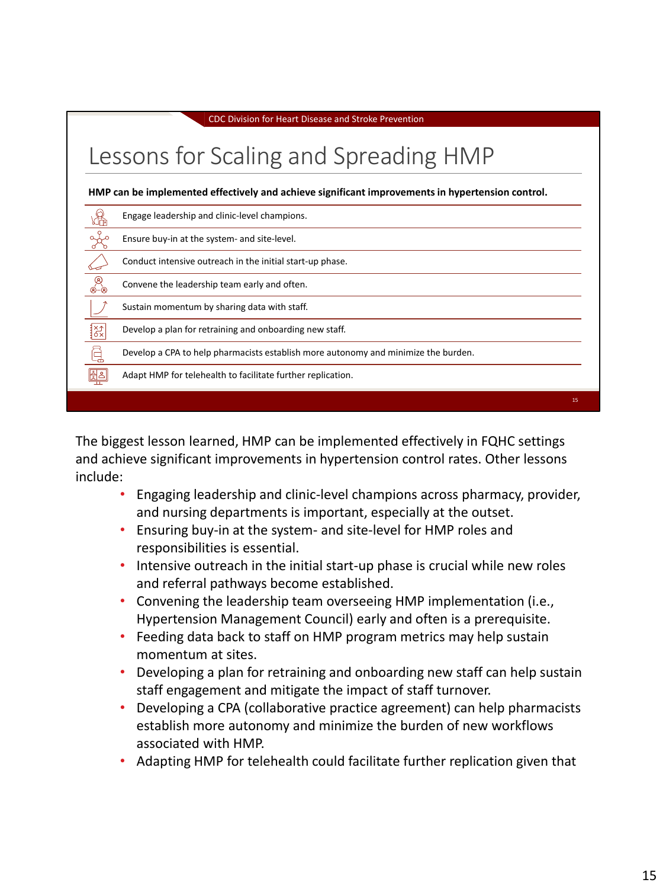CDC Division for Heart Disease and Stroke Prevention

# Lessons for Scaling and Spreading HMP

**HMP can be implemented effectively and achieve significant improvements in hypertension control.**

- Engage leadership and clinic-level champions.
- Ensure buy-in at the system- and site-level.
- Conduct intensive outreach in the initial start-up phase.
- Convene the leadership team early and often.
- Sustain momentum by sharing data with staff.
- Develop a plan for retraining and onboarding new staff.
- Develop a CPA to help pharmacists establish more autonomy and minimize the burden.
- Adapt HMP for telehealth to facilitate further replication.

The biggest lesson learned, HMP can be implemented effectively in FQHC settings and achieve significant improvements in hypertension control rates. Other lessons include:

- Engaging leadership and clinic-level champions across pharmacy, provider, and nursing departments is important, especially at the outset.
- Ensuring buy-in at the system- and site-level for HMP roles and responsibilities is essential.
- Intensive outreach in the initial start-up phase is crucial while new roles and referral pathways become established.
- Convening the leadership team overseeing HMP implementation (i.e., Hypertension Management Council) early and often is a prerequisite.
- Feeding data back to staff on HMP program metrics may help sustain momentum at sites.
- Developing a plan for retraining and onboarding new staff can help sustain staff engagement and mitigate the impact of staff turnover.
- Developing a CPA (collaborative practice agreement) can help pharmacists establish more autonomy and minimize the burden of new workflows associated with HMP.
- Adapting HMP for telehealth could facilitate further replication given that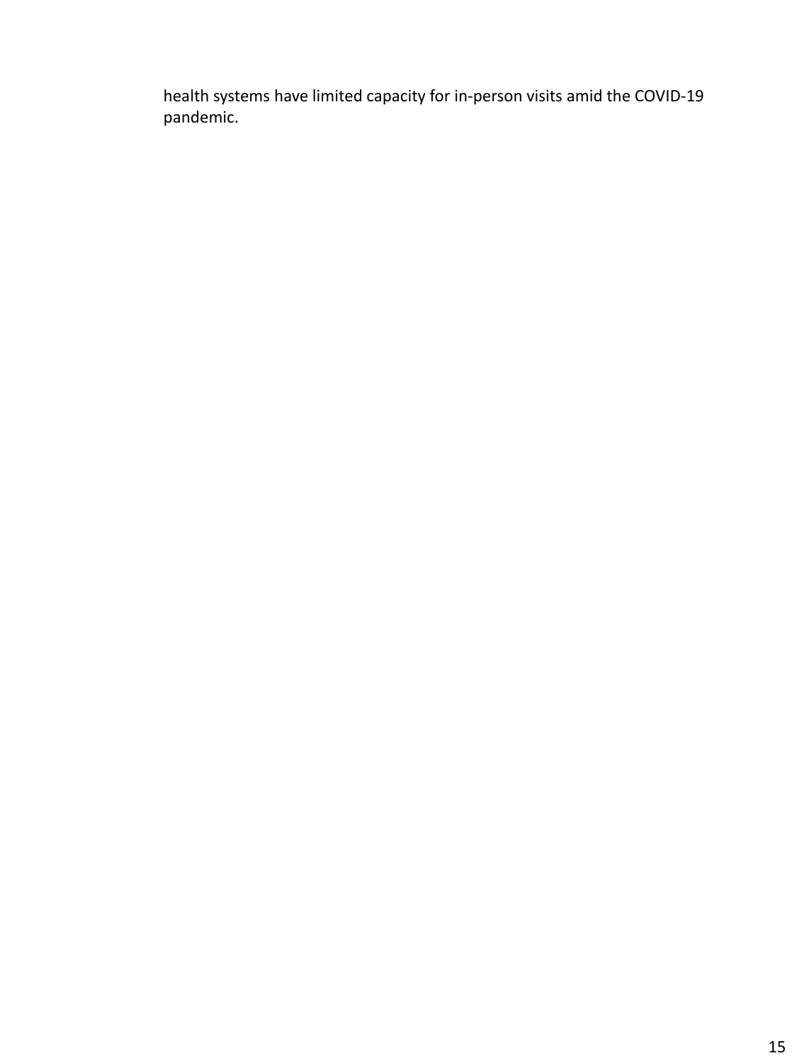health systems have limited capacity for in-person visits amid the COVID-19 pandemic.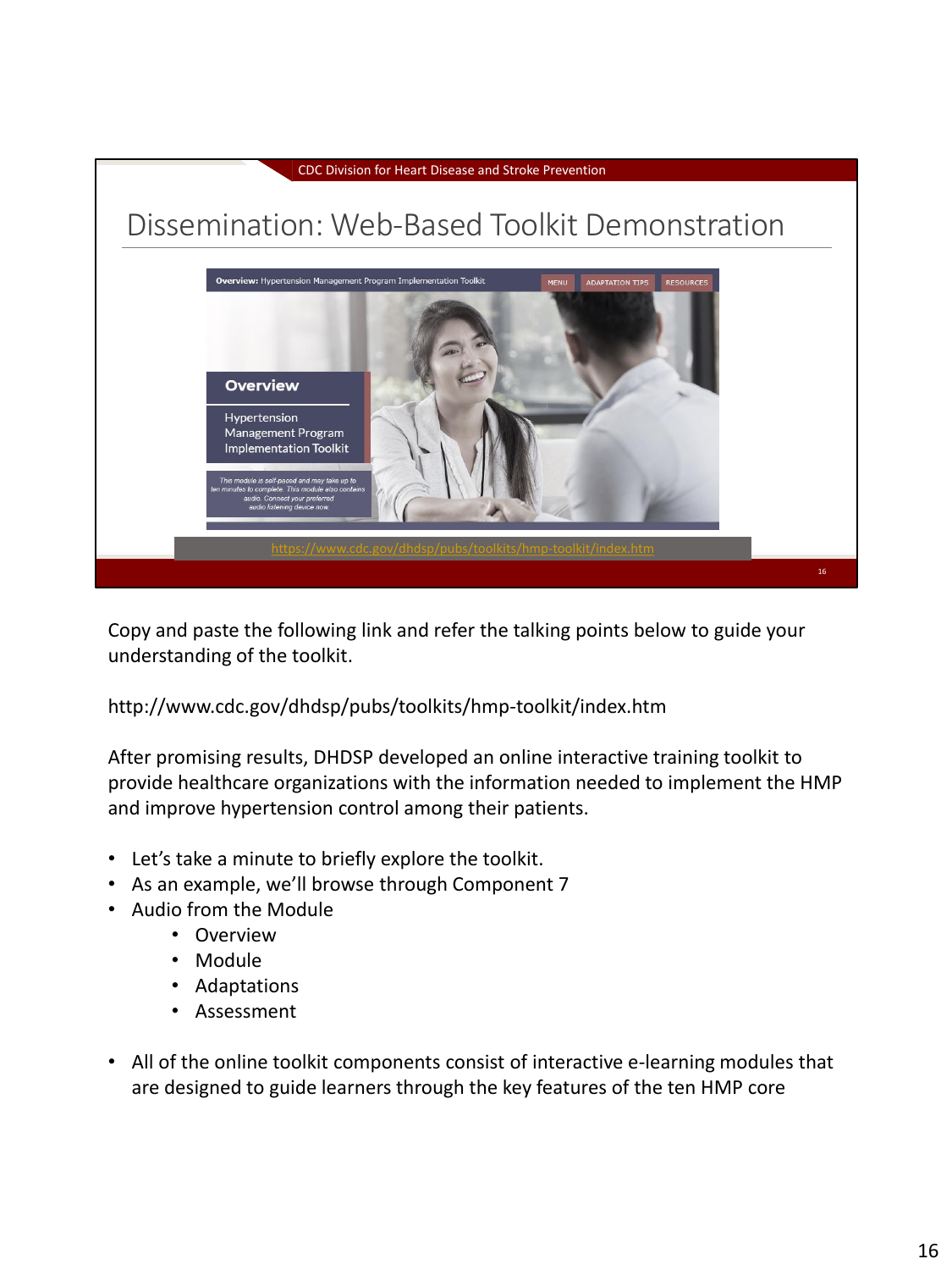CDC Division for Heart Disease and Stroke Prevention

## Dissemination: Web-Based Toolkit Demonstration

**Overview:** Hypertension Management Program Implementation Toolkit

MENU | ADAPTATION TIPS | RESOURCES

**Overview**

Hypertension Management Program Implementation Toolkit

*This module is self-paced and may take up to ten minutes to complete. This module also contains audio. Connect your preferred audio listening device now.*

https://www.cdc.gov/dhdsp/pubs/toolkits/hmp-toolkit/index.htm

Copy and paste the following link and refer the talking points below to guide your understanding of the toolkit.

http://www.cdc.gov/dhdsp/pubs/toolkits/hmp-toolkit/index.htm

After promising results, DHDSP developed an online interactive training toolkit to provide healthcare organizations with the information needed to implement the HMP and improve hypertension control among their patients.

- Let's take a minute to briefly explore the toolkit.
- As an example, we'll browse through Component 7
- Audio from the Module
  - Overview
  - Module
  - Adaptations
  - Assessment

- All of the online toolkit components consist of interactive e-learning modules that are designed to guide learners through the key features of the ten HMP core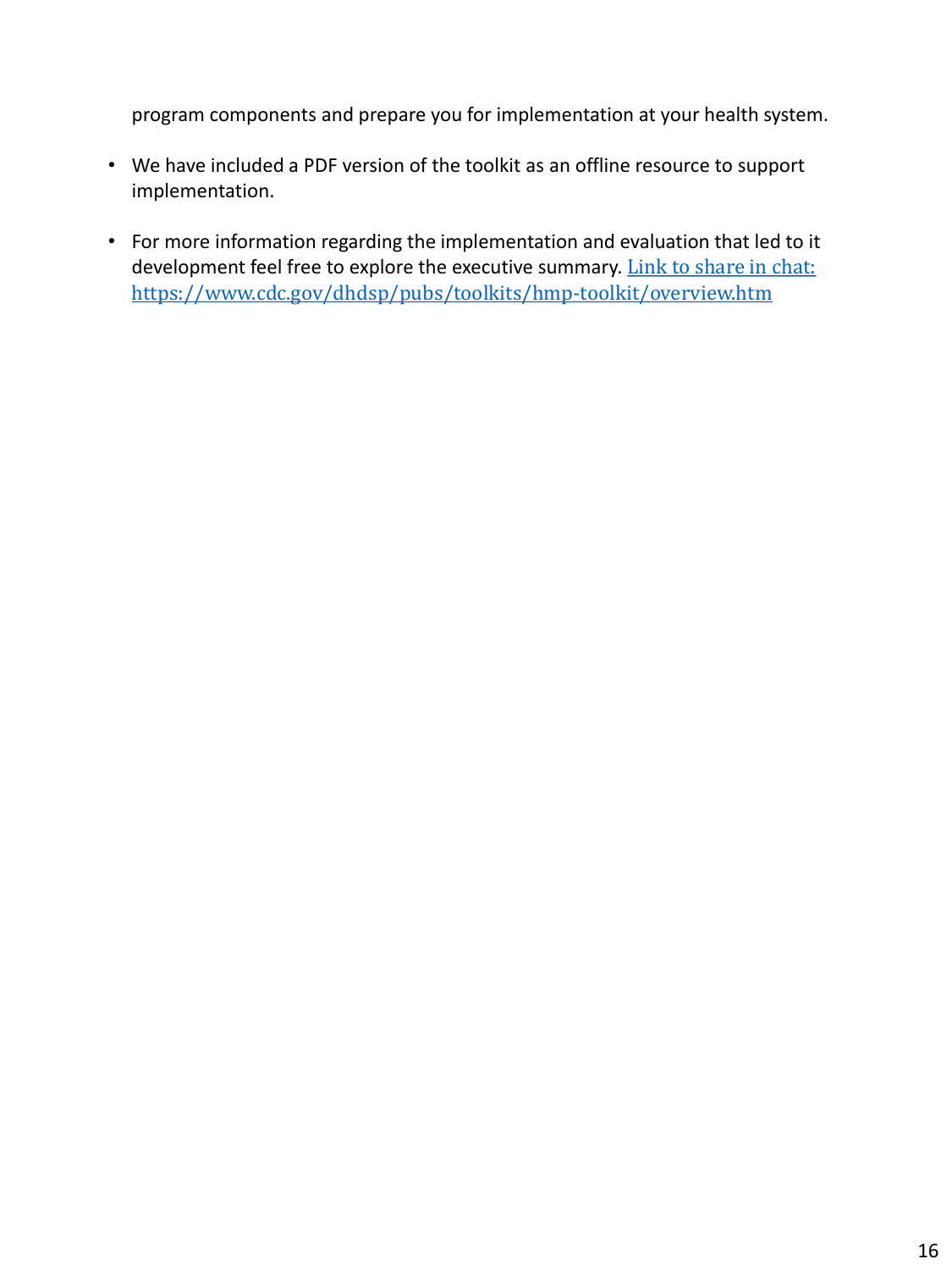program components and prepare you for implementation at your health system.

- We have included a PDF version of the toolkit as an offline resource to support implementation.

- For more information regarding the implementation and evaluation that led to it development feel free to explore the executive summary. Link to share in chat: https://www.cdc.gov/dhdsp/pubs/toolkits/hmp-toolkit/overview.htm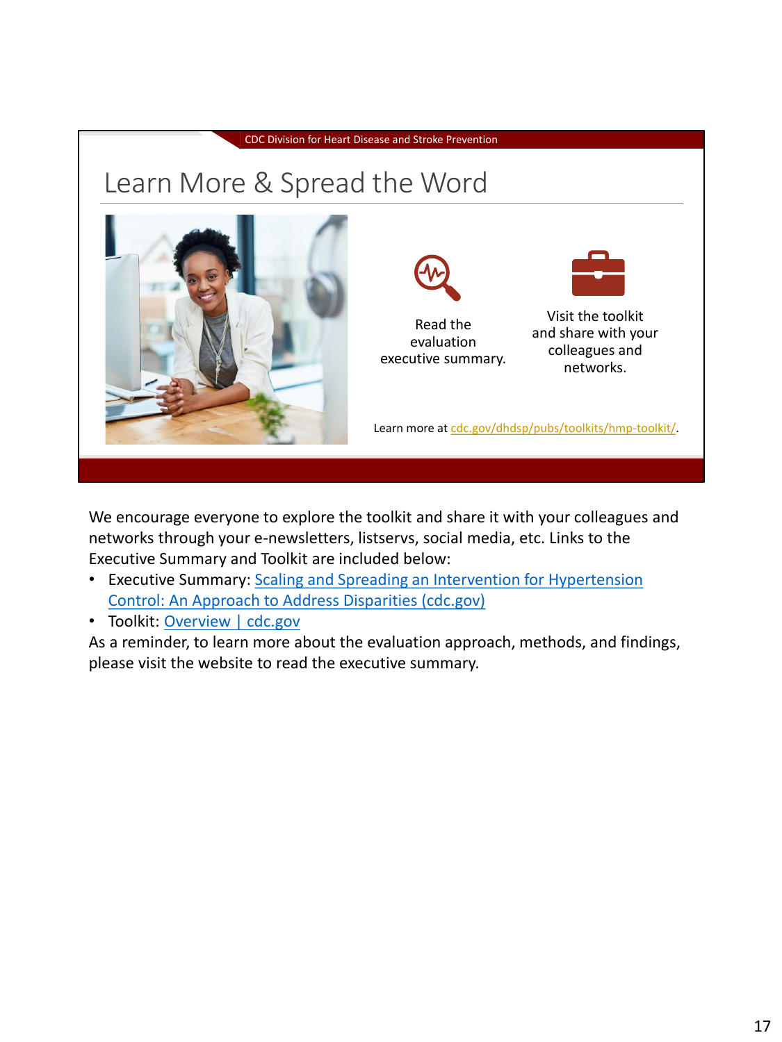CDC Division for Heart Disease and Stroke Prevention

# Learn More & Spread the Word

Read the evaluation executive summary.

Visit the toolkit and share with your colleagues and networks.

Learn more at cdc.gov/dhdsp/pubs/toolkits/hmp-toolkit/.

We encourage everyone to explore the toolkit and share it with your colleagues and networks through your e-newsletters, listservs, social media, etc. Links to the Executive Summary and Toolkit are included below:

- Executive Summary: Scaling and Spreading an Intervention for Hypertension Control: An Approach to Address Disparities (cdc.gov)
- Toolkit: Overview | cdc.gov

As a reminder, to learn more about the evaluation approach, methods, and findings, please visit the website to read the executive summary.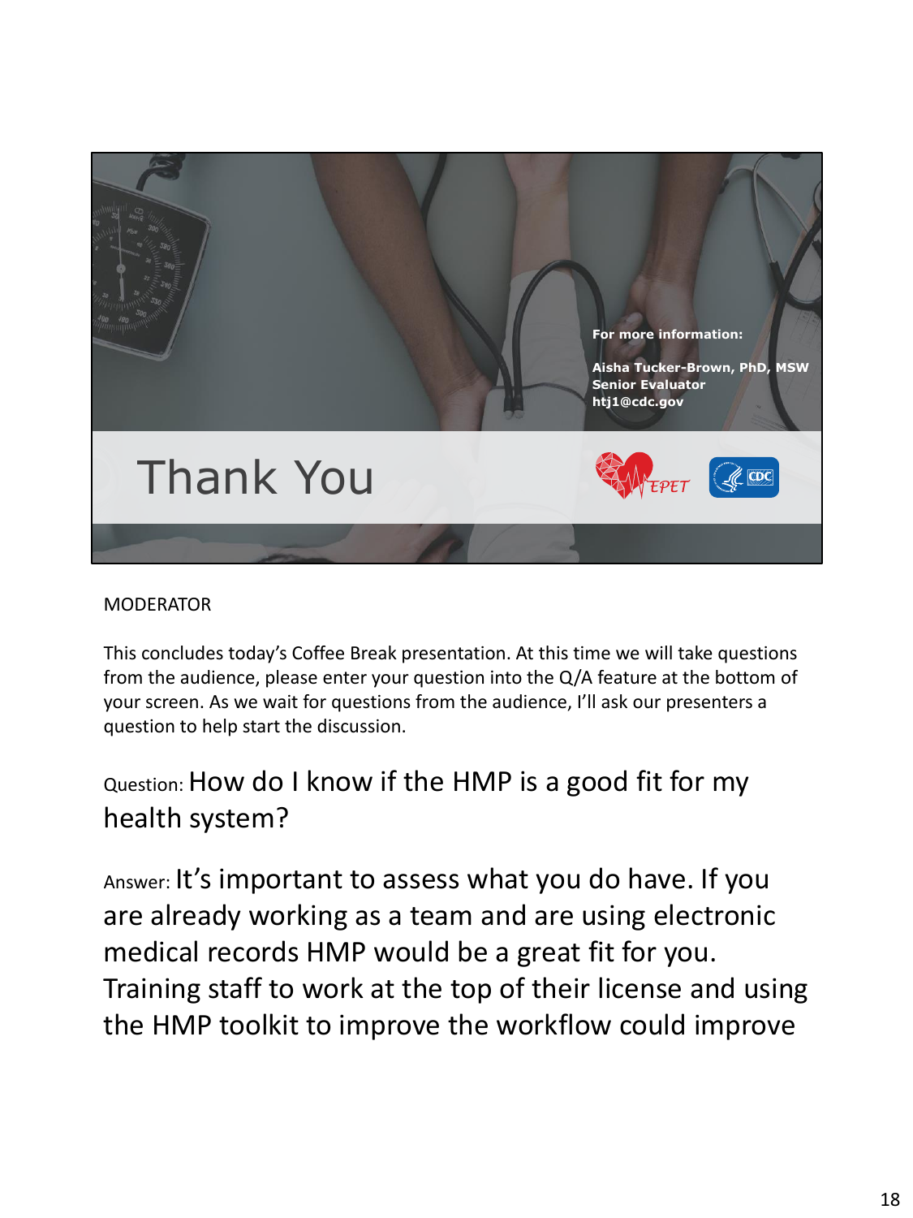# Thank You

For more information:

**Aisha Tucker-Brown, PhD, MSW**
**Senior Evaluator**
**htj1@cdc.gov**

MODERATOR

This concludes today's Coffee Break presentation. At this time we will take questions from the audience, please enter your question into the Q/A feature at the bottom of your screen. As we wait for questions from the audience, I'll ask our presenters a question to help start the discussion.

Question: How do I know if the HMP is a good fit for my health system?

Answer: It's important to assess what you do have. If you are already working as a team and are using electronic medical records HMP would be a great fit for you. Training staff to work at the top of their license and using the HMP toolkit to improve the workflow could improve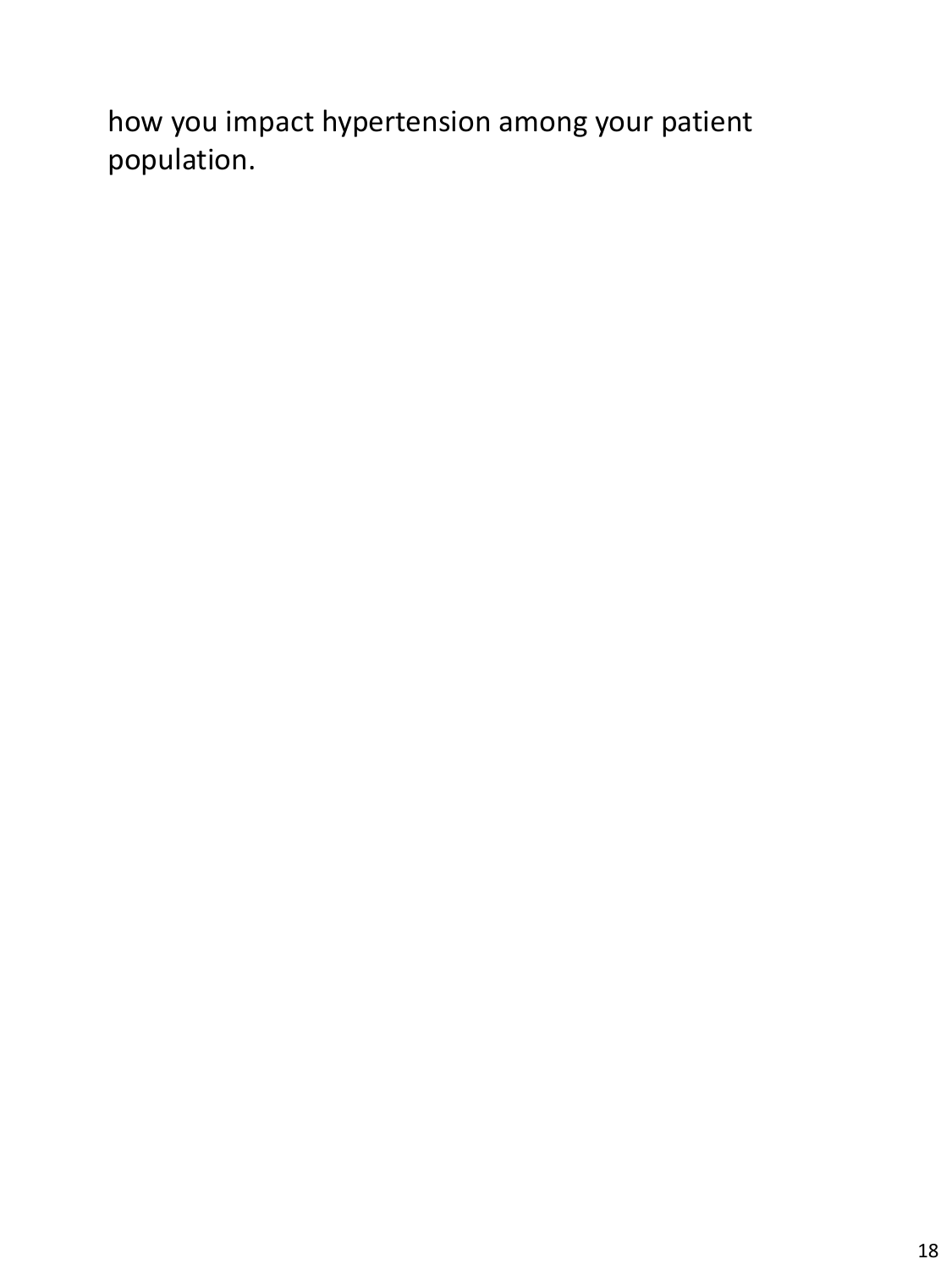how you impact hypertension among your patient population.